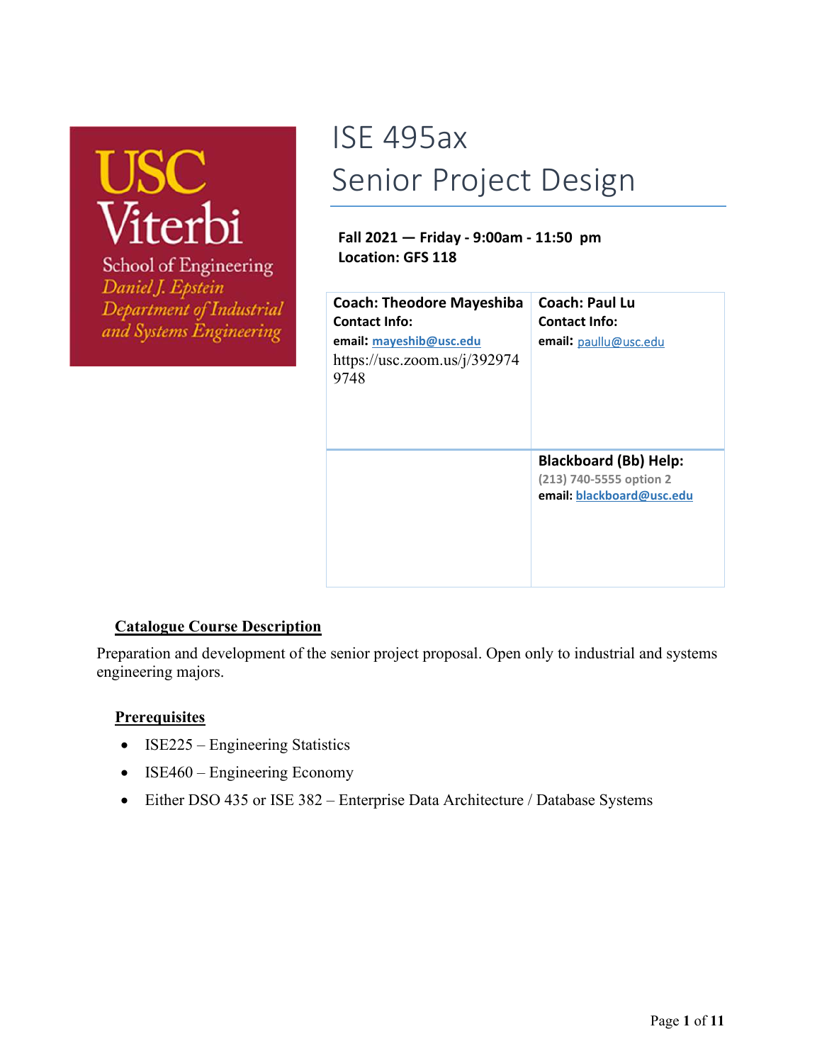USC Viterbi
School of Engineering
*Daniel J. Epstein*
*Department of Industrial and Systems Engineering*

# ISE 495ax
# Senior Project Design

**Fall 2021 — Friday - 9:00am - 11:50 pm**
**Location: GFS 118**

| **Coach: Theodore Mayeshiba**<br>**Contact Info:**<br>**email:** mayeshib@usc.edu<br>https://usc.zoom.us/j/3929749748 | **Coach: Paul Lu**<br>**Contact Info:**<br>**email:** paullu@usc.edu |
|---|---|
| | **Blackboard (Bb) Help:**<br>(213) 740-5555 option 2<br>**email:** blackboard@usc.edu |

## Catalogue Course Description

Preparation and development of the senior project proposal. Open only to industrial and systems engineering majors.

## Prerequisites

- ISE225 – Engineering Statistics
- ISE460 – Engineering Economy
- Either DSO 435 or ISE 382 – Enterprise Data Architecture / Database Systems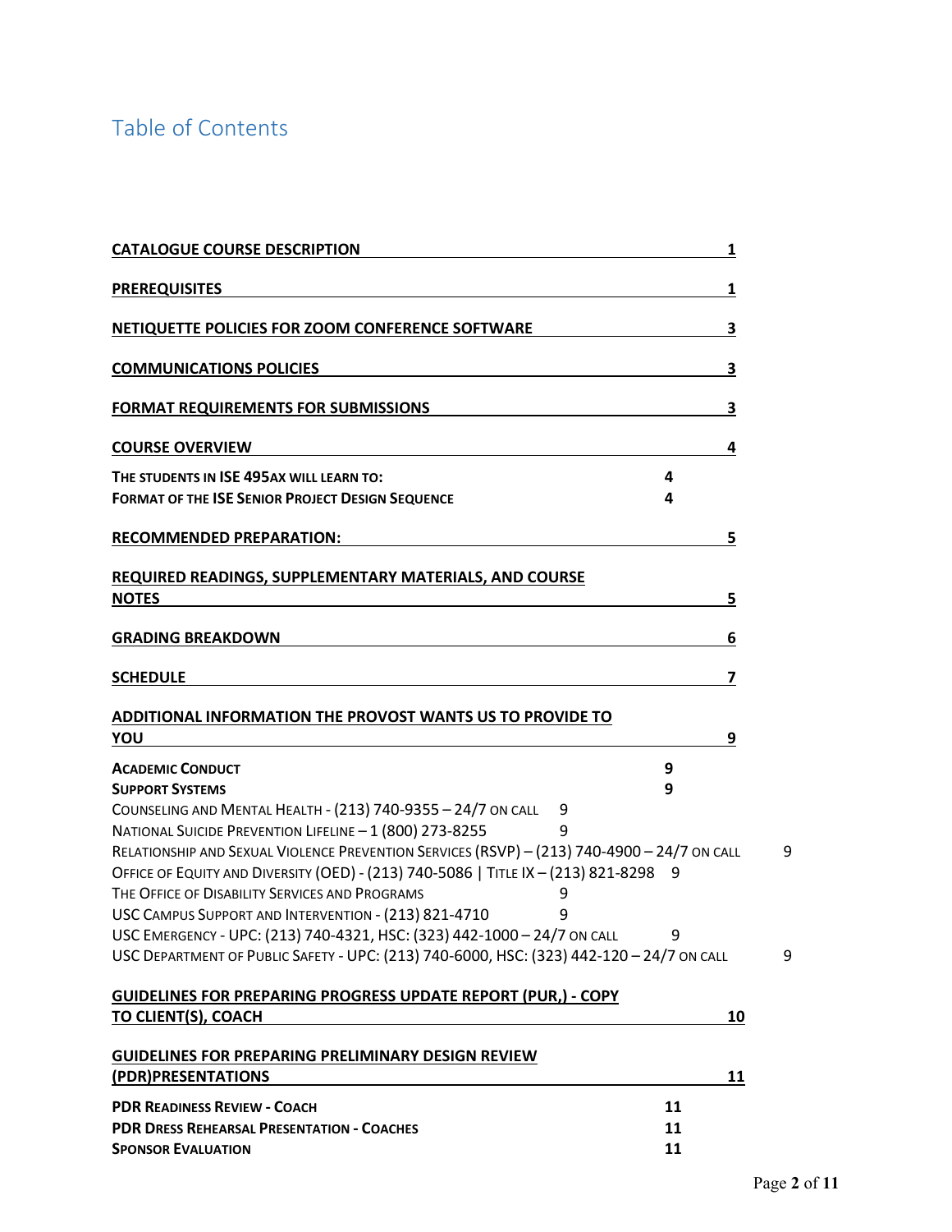# Table of Contents

**CATALOGUE COURSE DESCRIPTION** 1

**PREREQUISITES** 1

**NETIQUETTE POLICIES FOR ZOOM CONFERENCE SOFTWARE** 3

**COMMUNICATIONS POLICIES** 3

**FORMAT REQUIREMENTS FOR SUBMISSIONS** 3

**COURSE OVERVIEW** 4

**THE STUDENTS IN ISE 495AX WILL LEARN TO:** 4
**FORMAT OF THE ISE SENIOR PROJECT DESIGN SEQUENCE** 4

**RECOMMENDED PREPARATION:** 5

**REQUIRED READINGS, SUPPLEMENTARY MATERIALS, AND COURSE NOTES** 5

**GRADING BREAKDOWN** 6

**SCHEDULE** 7

**ADDITIONAL INFORMATION THE PROVOST WANTS US TO PROVIDE TO YOU** 9

**ACADEMIC CONDUCT** 9
**SUPPORT SYSTEMS** 9
COUNSELING AND MENTAL HEALTH - (213) 740-9355 – 24/7 ON CALL 9
NATIONAL SUICIDE PREVENTION LIFELINE – 1 (800) 273-8255 9
RELATIONSHIP AND SEXUAL VIOLENCE PREVENTION SERVICES (RSVP) – (213) 740-4900 – 24/7 ON CALL 9
OFFICE OF EQUITY AND DIVERSITY (OED) - (213) 740-5086 | TITLE IX – (213) 821-8298 9
THE OFFICE OF DISABILITY SERVICES AND PROGRAMS 9
USC CAMPUS SUPPORT AND INTERVENTION - (213) 821-4710 9
USC EMERGENCY - UPC: (213) 740-4321, HSC: (323) 442-1000 – 24/7 ON CALL 9
USC DEPARTMENT OF PUBLIC SAFETY - UPC: (213) 740-6000, HSC: (323) 442-120 – 24/7 ON CALL 9

**GUIDELINES FOR PREPARING PROGRESS UPDATE REPORT (PUR,) - COPY TO CLIENT(S), COACH** 10

**GUIDELINES FOR PREPARING PRELIMINARY DESIGN REVIEW (PDR)PRESENTATIONS** 11

**PDR READINESS REVIEW - COACH** 11
**PDR DRESS REHEARSAL PRESENTATION - COACHES** 11
**SPONSOR EVALUATION** 11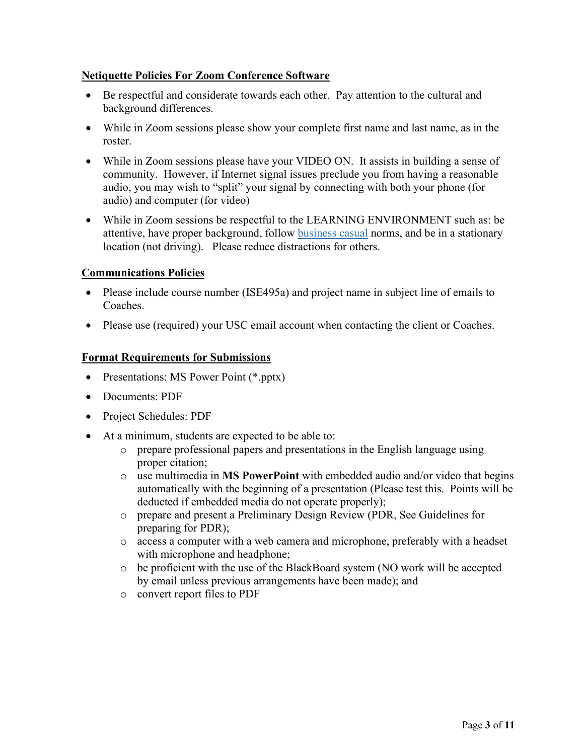## Netiquette Policies For Zoom Conference Software

- Be respectful and considerate towards each other. Pay attention to the cultural and background differences.
- While in Zoom sessions please show your complete first name and last name, as in the roster.
- While in Zoom sessions please have your VIDEO ON. It assists in building a sense of community. However, if Internet signal issues preclude you from having a reasonable audio, you may wish to "split" your signal by connecting with both your phone (for audio) and computer (for video)
- While in Zoom sessions be respectful to the LEARNING ENVIRONMENT such as: be attentive, have proper background, follow business casual norms, and be in a stationary location (not driving). Please reduce distractions for others.

## Communications Policies

- Please include course number (ISE495a) and project name in subject line of emails to Coaches.
- Please use (required) your USC email account when contacting the client or Coaches.

## Format Requirements for Submissions

- Presentations: MS Power Point (*.pptx)
- Documents: PDF
- Project Schedules: PDF
- At a minimum, students are expected to be able to:
  - prepare professional papers and presentations in the English language using proper citation;
  - use multimedia in **MS PowerPoint** with embedded audio and/or video that begins automatically with the beginning of a presentation (Please test this. Points will be deducted if embedded media do not operate properly);
  - prepare and present a Preliminary Design Review (PDR, See Guidelines for preparing for PDR);
  - access a computer with a web camera and microphone, preferably with a headset with microphone and headphone;
  - be proficient with the use of the BlackBoard system (NO work will be accepted by email unless previous arrangements have been made); and
  - convert report files to PDF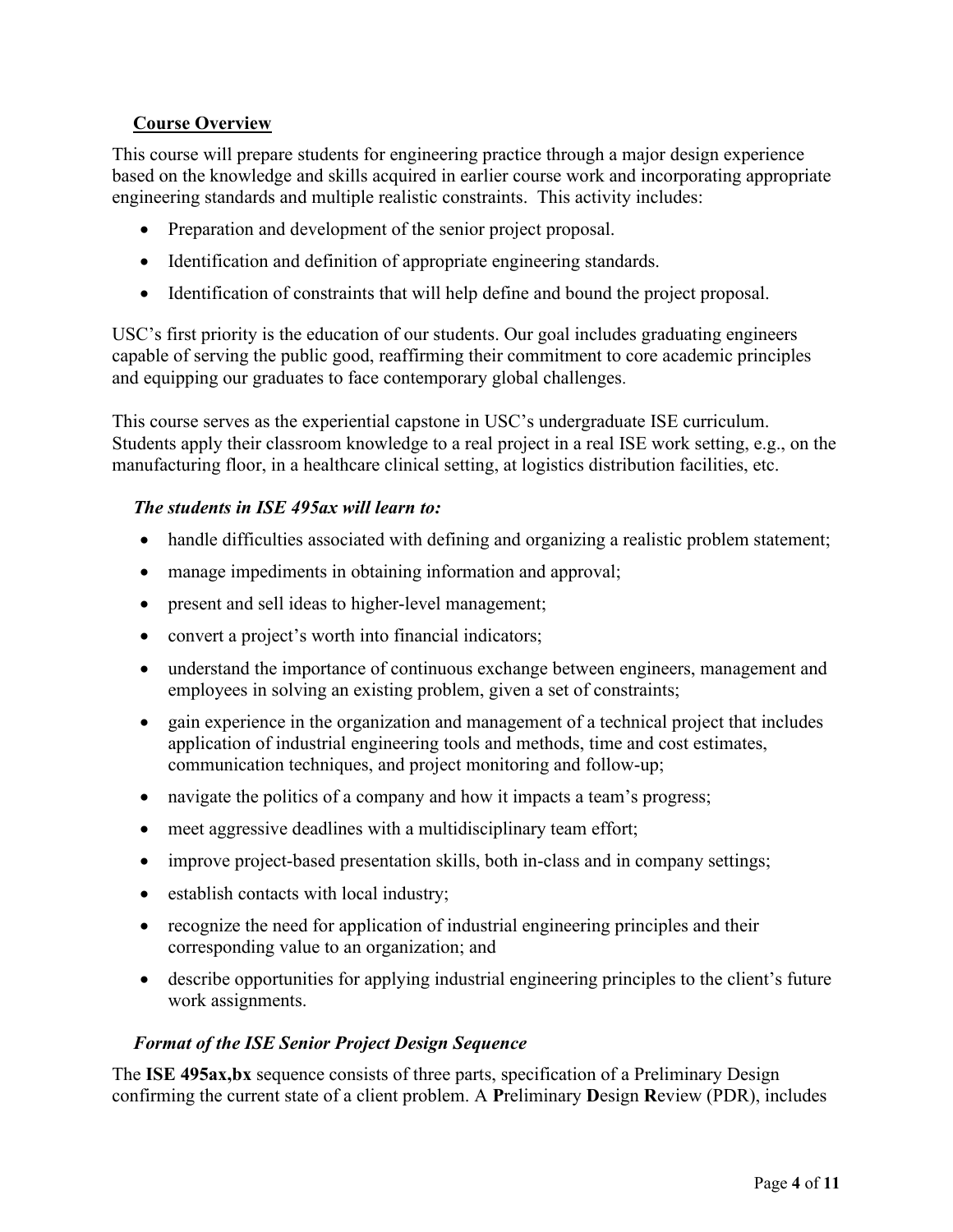## Course Overview

This course will prepare students for engineering practice through a major design experience based on the knowledge and skills acquired in earlier course work and incorporating appropriate engineering standards and multiple realistic constraints. This activity includes:

- Preparation and development of the senior project proposal.
- Identification and definition of appropriate engineering standards.
- Identification of constraints that will help define and bound the project proposal.

USC's first priority is the education of our students. Our goal includes graduating engineers capable of serving the public good, reaffirming their commitment to core academic principles and equipping our graduates to face contemporary global challenges.

This course serves as the experiential capstone in USC's undergraduate ISE curriculum. Students apply their classroom knowledge to a real project in a real ISE work setting, e.g., on the manufacturing floor, in a healthcare clinical setting, at logistics distribution facilities, etc.

### *The students in ISE 495ax will learn to:*

- handle difficulties associated with defining and organizing a realistic problem statement;
- manage impediments in obtaining information and approval;
- present and sell ideas to higher-level management;
- convert a project's worth into financial indicators;
- understand the importance of continuous exchange between engineers, management and employees in solving an existing problem, given a set of constraints;
- gain experience in the organization and management of a technical project that includes application of industrial engineering tools and methods, time and cost estimates, communication techniques, and project monitoring and follow-up;
- navigate the politics of a company and how it impacts a team's progress;
- meet aggressive deadlines with a multidisciplinary team effort;
- improve project-based presentation skills, both in-class and in company settings;
- establish contacts with local industry;
- recognize the need for application of industrial engineering principles and their corresponding value to an organization; and
- describe opportunities for applying industrial engineering principles to the client's future work assignments.

### *Format of the ISE Senior Project Design Sequence*

The **ISE 495ax,bx** sequence consists of three parts, specification of a Preliminary Design confirming the current state of a client problem. A **P**reliminary **D**esign **R**eview (PDR), includes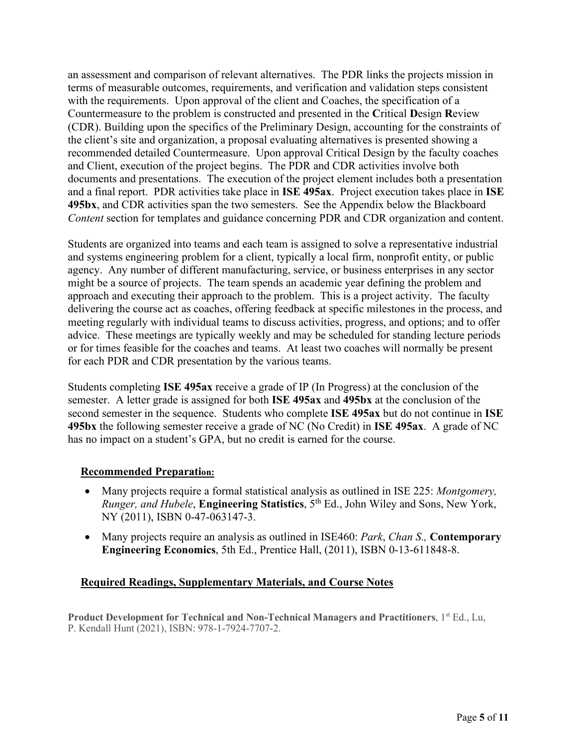an assessment and comparison of relevant alternatives. The PDR links the projects mission in terms of measurable outcomes, requirements, and verification and validation steps consistent with the requirements. Upon approval of the client and Coaches, the specification of a Countermeasure to the problem is constructed and presented in the **C**ritical **D**esign **R**eview (CDR). Building upon the specifics of the Preliminary Design, accounting for the constraints of the client's site and organization, a proposal evaluating alternatives is presented showing a recommended detailed Countermeasure. Upon approval Critical Design by the faculty coaches and Client, execution of the project begins. The PDR and CDR activities involve both documents and presentations. The execution of the project element includes both a presentation and a final report. PDR activities take place in **ISE 495ax**. Project execution takes place in **ISE 495bx**, and CDR activities span the two semesters. See the Appendix below the Blackboard *Content* section for templates and guidance concerning PDR and CDR organization and content.

Students are organized into teams and each team is assigned to solve a representative industrial and systems engineering problem for a client, typically a local firm, nonprofit entity, or public agency. Any number of different manufacturing, service, or business enterprises in any sector might be a source of projects. The team spends an academic year defining the problem and approach and executing their approach to the problem. This is a project activity. The faculty delivering the course act as coaches, offering feedback at specific milestones in the process, and meeting regularly with individual teams to discuss activities, progress, and options; and to offer advice. These meetings are typically weekly and may be scheduled for standing lecture periods or for times feasible for the coaches and teams. At least two coaches will normally be present for each PDR and CDR presentation by the various teams.

Students completing **ISE 495ax** receive a grade of IP (In Progress) at the conclusion of the semester. A letter grade is assigned for both **ISE 495ax** and **495bx** at the conclusion of the second semester in the sequence. Students who complete **ISE 495ax** but do not continue in **ISE 495bx** the following semester receive a grade of NC (No Credit) in **ISE 495ax**. A grade of NC has no impact on a student's GPA, but no credit is earned for the course.

## Recommended Preparation:

- Many projects require a formal statistical analysis as outlined in ISE 225: *Montgomery, Runger, and Hubele*, **Engineering Statistics**, 5th Ed., John Wiley and Sons, New York, NY (2011), ISBN 0-47-063147-3.
- Many projects require an analysis as outlined in ISE460: *Park*, *Chan S.,* **Contemporary Engineering Economics**, 5th Ed., Prentice Hall, (2011), ISBN 0-13-611848-8.

## Required Readings, Supplementary Materials, and Course Notes

**Product Development for Technical and Non-Technical Managers and Practitioners**, 1st Ed., Lu, P. Kendall Hunt (2021), ISBN: 978-1-7924-7707-2.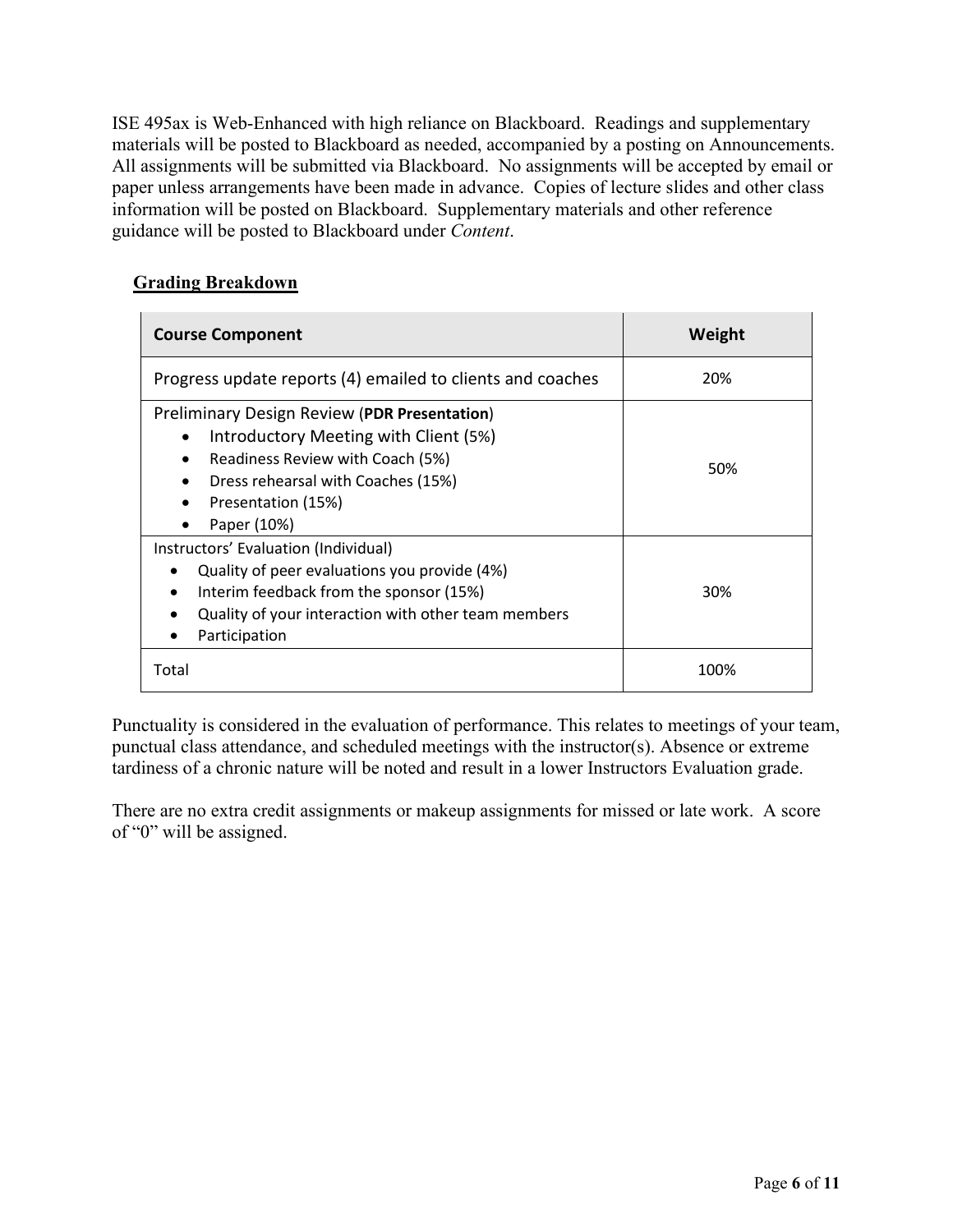ISE 495ax is Web-Enhanced with high reliance on Blackboard. Readings and supplementary materials will be posted to Blackboard as needed, accompanied by a posting on Announcements. All assignments will be submitted via Blackboard. No assignments will be accepted by email or paper unless arrangements have been made in advance. Copies of lecture slides and other class information will be posted on Blackboard. Supplementary materials and other reference guidance will be posted to Blackboard under *Content*.

## Grading Breakdown

| Course Component | Weight |
| --- | --- |
| Progress update reports (4) emailed to clients and coaches | 20% |
| Preliminary Design Review (**PDR Presentation**)<br>• Introductory Meeting with Client (5%)<br>• Readiness Review with Coach (5%)<br>• Dress rehearsal with Coaches (15%)<br>• Presentation (15%)<br>• Paper (10%) | 50% |
| Instructors' Evaluation (Individual)<br>• Quality of peer evaluations you provide (4%)<br>• Interim feedback from the sponsor (15%)<br>• Quality of your interaction with other team members<br>• Participation | 30% |
| Total | 100% |

Punctuality is considered in the evaluation of performance. This relates to meetings of your team, punctual class attendance, and scheduled meetings with the instructor(s). Absence or extreme tardiness of a chronic nature will be noted and result in a lower Instructors Evaluation grade.

There are no extra credit assignments or makeup assignments for missed or late work. A score of "0" will be assigned.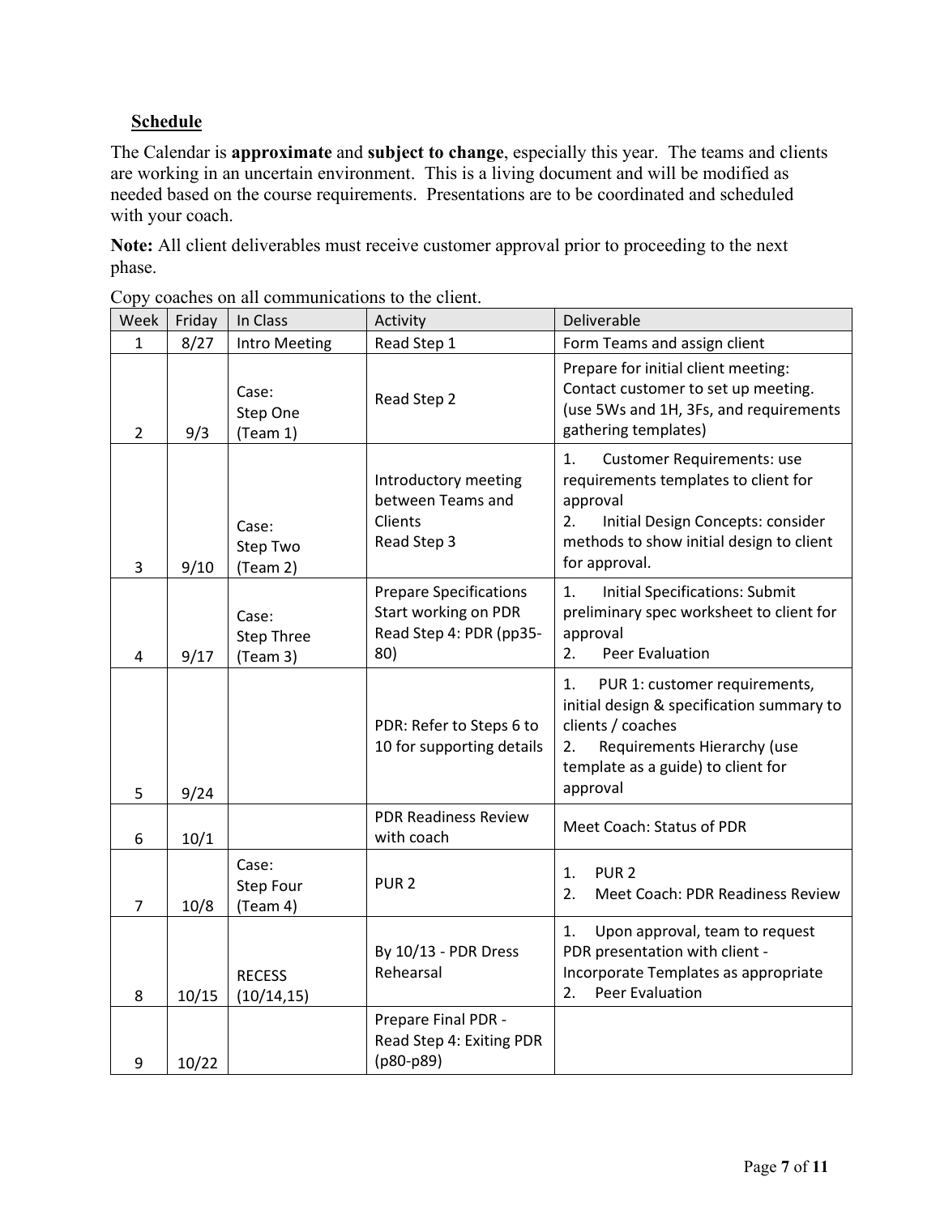## **Schedule**

The Calendar is **approximate** and **subject to change**, especially this year. The teams and clients are working in an uncertain environment. This is a living document and will be modified as needed based on the course requirements. Presentations are to be coordinated and scheduled with your coach.

**Note:** All client deliverables must receive customer approval prior to proceeding to the next phase.

Copy coaches on all communications to the client.

| Week | Friday | In Class | Activity | Deliverable |
|---|---|---|---|---|
| 1 | 8/27 | Intro Meeting | Read Step 1 | Form Teams and assign client |
| 2 | 9/3 | Case: Step One (Team 1) | Read Step 2 | Prepare for initial client meeting: Contact customer to set up meeting. (use 5Ws and 1H, 3Fs, and requirements gathering templates) |
| 3 | 9/10 | Case: Step Two (Team 2) | Introductory meeting between Teams and Clients<br>Read Step 3 | 1. Customer Requirements: use requirements templates to client for approval<br>2. Initial Design Concepts: consider methods to show initial design to client for approval. |
| 4 | 9/17 | Case: Step Three (Team 3) | Prepare Specifications<br>Start working on PDR<br>Read Step 4: PDR (pp35-80) | 1. Initial Specifications: Submit preliminary spec worksheet to client for approval<br>2. Peer Evaluation |
| 5 | 9/24 | | PDR: Refer to Steps 6 to 10 for supporting details | 1. PUR 1: customer requirements, initial design & specification summary to clients / coaches<br>2. Requirements Hierarchy (use template as a guide) to client for approval |
| 6 | 10/1 | | PDR Readiness Review with coach | Meet Coach: Status of PDR |
| 7 | 10/8 | Case: Step Four (Team 4) | PUR 2 | 1. PUR 2<br>2. Meet Coach: PDR Readiness Review |
| 8 | 10/15 | RECESS (10/14,15) | By 10/13 - PDR Dress Rehearsal | 1. Upon approval, team to request PDR presentation with client - Incorporate Templates as appropriate<br>2. Peer Evaluation |
| 9 | 10/22 | | Prepare Final PDR - Read Step 4: Exiting PDR (p80-p89) | |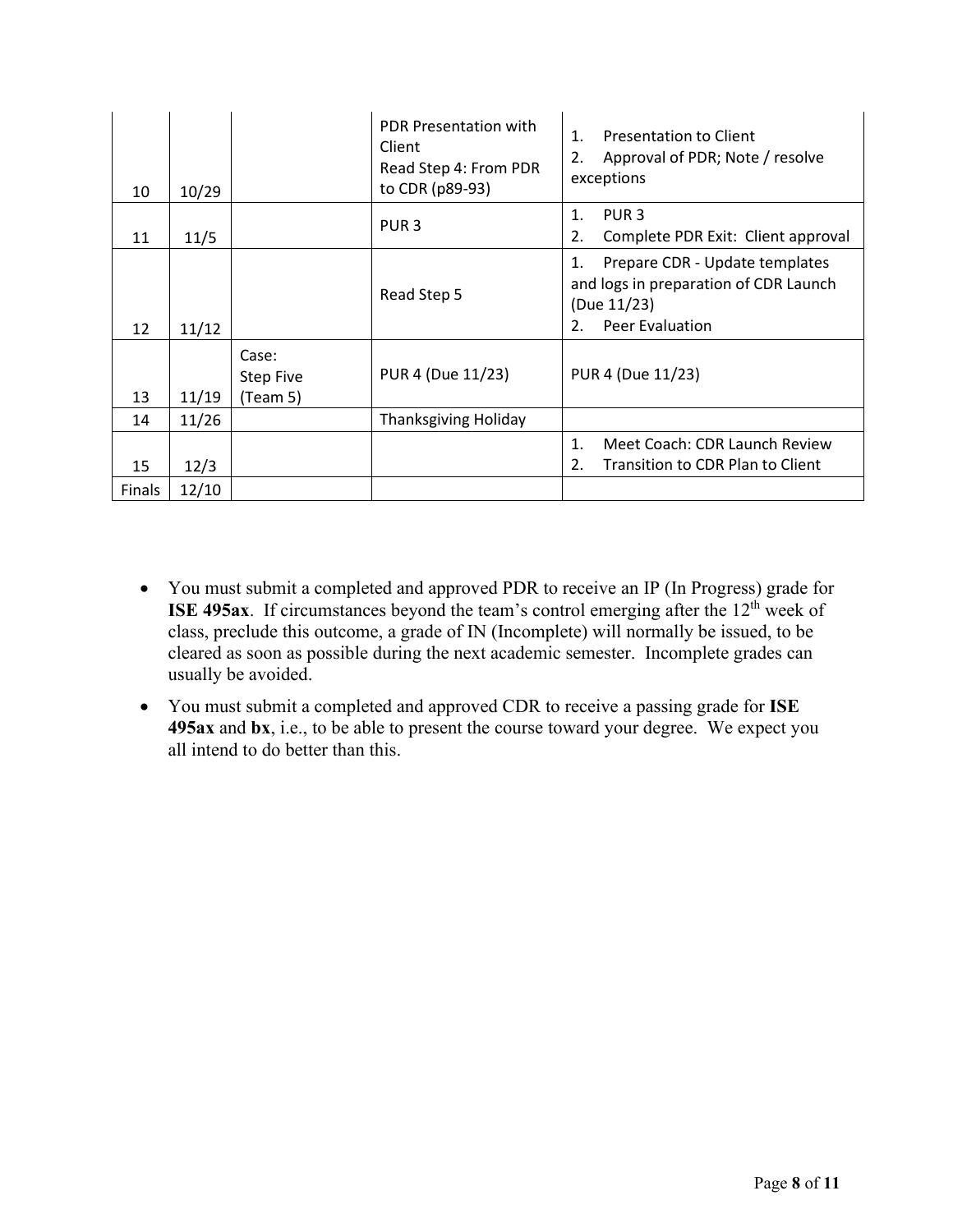| | | | | |
|---|---|---|---|---|
| 10 | 10/29 | | PDR Presentation with Client<br>Read Step 4: From PDR to CDR (p89-93) | 1. Presentation to Client<br>2. Approval of PDR; Note / resolve exceptions |
| 11 | 11/5 | | PUR 3 | 1. PUR 3<br>2. Complete PDR Exit: Client approval |
| 12 | 11/12 | | Read Step 5 | 1. Prepare CDR - Update templates and logs in preparation of CDR Launch (Due 11/23)<br>2. Peer Evaluation |
| 13 | 11/19 | Case: Step Five (Team 5) | PUR 4 (Due 11/23) | PUR 4 (Due 11/23) |
| 14 | 11/26 | | Thanksgiving Holiday | |
| 15 | 12/3 | | | 1. Meet Coach: CDR Launch Review<br>2. Transition to CDR Plan to Client |
| Finals | 12/10 | | | |

- You must submit a completed and approved PDR to receive an IP (In Progress) grade for **ISE 495ax**. If circumstances beyond the team's control emerging after the 12th week of class, preclude this outcome, a grade of IN (Incomplete) will normally be issued, to be cleared as soon as possible during the next academic semester. Incomplete grades can usually be avoided.
- You must submit a completed and approved CDR to receive a passing grade for **ISE 495ax** and **bx**, i.e., to be able to present the course toward your degree. We expect you all intend to do better than this.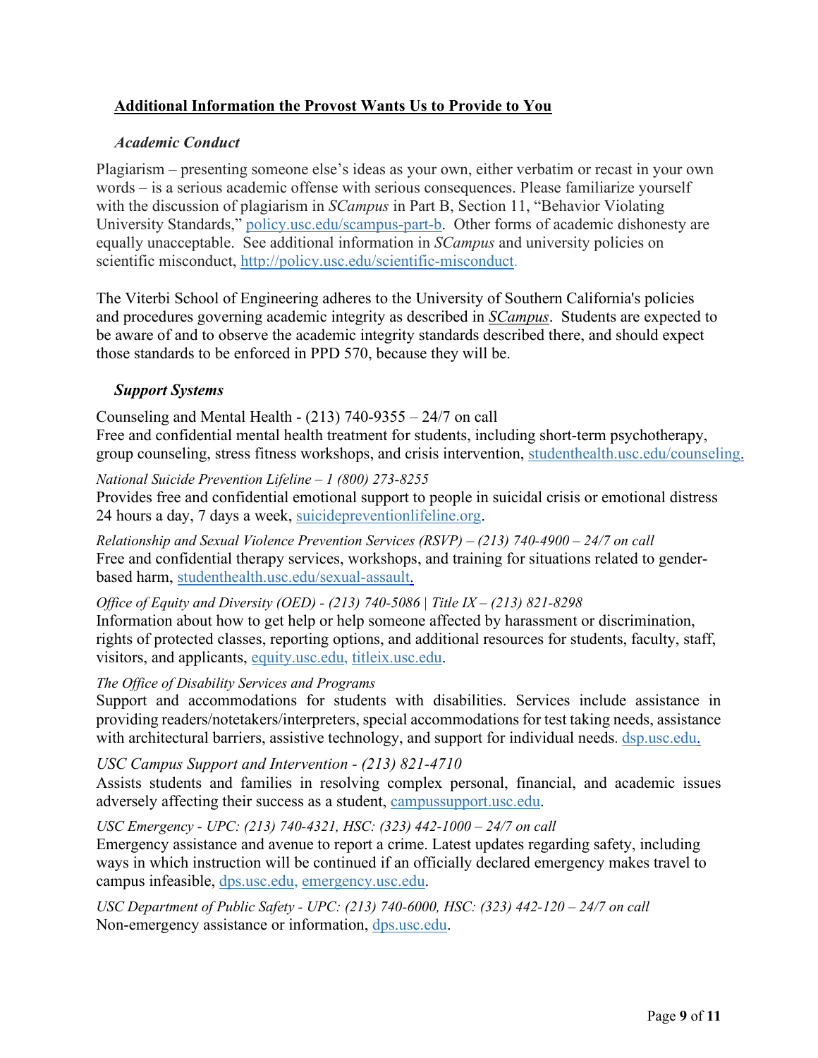## Additional Information the Provost Wants Us to Provide to You

### *Academic Conduct*

Plagiarism – presenting someone else's ideas as your own, either verbatim or recast in your own words – is a serious academic offense with serious consequences. Please familiarize yourself with the discussion of plagiarism in *SCampus* in Part B, Section 11, "Behavior Violating University Standards," policy.usc.edu/scampus-part-b. Other forms of academic dishonesty are equally unacceptable. See additional information in *SCampus* and university policies on scientific misconduct, http://policy.usc.edu/scientific-misconduct.

The Viterbi School of Engineering adheres to the University of Southern California's policies and procedures governing academic integrity as described in *SCampus*. Students are expected to be aware of and to observe the academic integrity standards described there, and should expect those standards to be enforced in PPD 570, because they will be.

### *Support Systems*

Counseling and Mental Health - (213) 740-9355 – 24/7 on call
Free and confidential mental health treatment for students, including short-term psychotherapy, group counseling, stress fitness workshops, and crisis intervention, studenthealth.usc.edu/counseling.

*National Suicide Prevention Lifeline – 1 (800) 273-8255*
Provides free and confidential emotional support to people in suicidal crisis or emotional distress 24 hours a day, 7 days a week, suicidepreventionlifeline.org.

*Relationship and Sexual Violence Prevention Services (RSVP) – (213) 740-4900 – 24/7 on call*
Free and confidential therapy services, workshops, and training for situations related to gender-based harm, studenthealth.usc.edu/sexual-assault.

*Office of Equity and Diversity (OED) - (213) 740-5086 | Title IX – (213) 821-8298*
Information about how to get help or help someone affected by harassment or discrimination, rights of protected classes, reporting options, and additional resources for students, faculty, staff, visitors, and applicants, equity.usc.edu, titleix.usc.edu.

*The Office of Disability Services and Programs*
Support and accommodations for students with disabilities. Services include assistance in providing readers/notetakers/interpreters, special accommodations for test taking needs, assistance with architectural barriers, assistive technology, and support for individual needs. dsp.usc.edu.

*USC Campus Support and Intervention - (213) 821-4710*
Assists students and families in resolving complex personal, financial, and academic issues adversely affecting their success as a student, campussupport.usc.edu.

*USC Emergency - UPC: (213) 740-4321, HSC: (323) 442-1000 – 24/7 on call*
Emergency assistance and avenue to report a crime. Latest updates regarding safety, including ways in which instruction will be continued if an officially declared emergency makes travel to campus infeasible, dps.usc.edu, emergency.usc.edu.

*USC Department of Public Safety - UPC: (213) 740-6000, HSC: (323) 442-120 – 24/7 on call*
Non-emergency assistance or information, dps.usc.edu.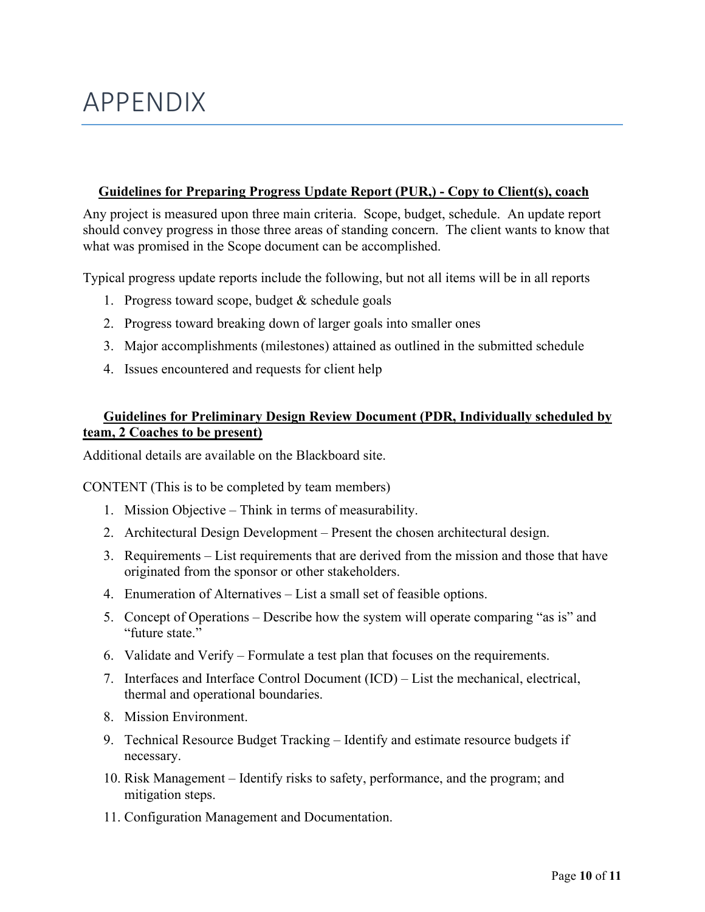# APPENDIX

**<u>Guidelines for Preparing Progress Update Report (PUR,) - Copy to Client(s), coach</u>**

Any project is measured upon three main criteria. Scope, budget, schedule. An update report should convey progress in those three areas of standing concern. The client wants to know that what was promised in the Scope document can be accomplished.

Typical progress update reports include the following, but not all items will be in all reports

1. Progress toward scope, budget & schedule goals
2. Progress toward breaking down of larger goals into smaller ones
3. Major accomplishments (milestones) attained as outlined in the submitted schedule
4. Issues encountered and requests for client help

**<u>Guidelines for Preliminary Design Review Document (PDR, Individually scheduled by team, 2 Coaches to be present)</u>**

Additional details are available on the Blackboard site.

CONTENT (This is to be completed by team members)

1. Mission Objective – Think in terms of measurability.
2. Architectural Design Development – Present the chosen architectural design.
3. Requirements – List requirements that are derived from the mission and those that have originated from the sponsor or other stakeholders.
4. Enumeration of Alternatives – List a small set of feasible options.
5. Concept of Operations – Describe how the system will operate comparing "as is" and "future state."
6. Validate and Verify – Formulate a test plan that focuses on the requirements.
7. Interfaces and Interface Control Document (ICD) – List the mechanical, electrical, thermal and operational boundaries.
8. Mission Environment.
9. Technical Resource Budget Tracking – Identify and estimate resource budgets if necessary.
10. Risk Management – Identify risks to safety, performance, and the program; and mitigation steps.
11. Configuration Management and Documentation.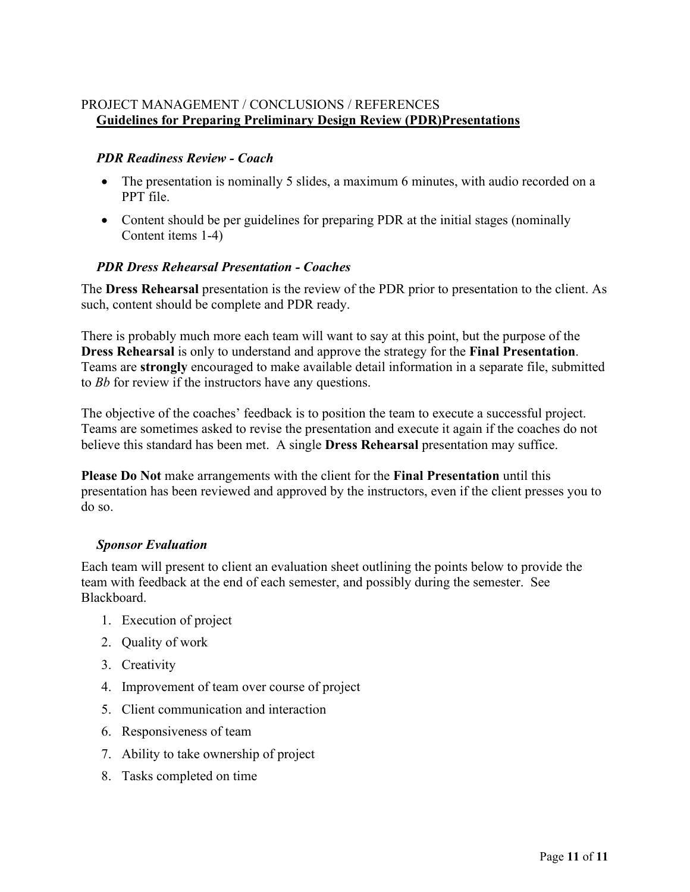PROJECT MANAGEMENT / CONCLUSIONS / REFERENCES

## Guidelines for Preparing Preliminary Design Review (PDR)Presentations

### *PDR Readiness Review - Coach*

- The presentation is nominally 5 slides, a maximum 6 minutes, with audio recorded on a PPT file.
- Content should be per guidelines for preparing PDR at the initial stages (nominally Content items 1-4)

### *PDR Dress Rehearsal Presentation - Coaches*

The **Dress Rehearsal** presentation is the review of the PDR prior to presentation to the client. As such, content should be complete and PDR ready.

There is probably much more each team will want to say at this point, but the purpose of the **Dress Rehearsal** is only to understand and approve the strategy for the **Final Presentation**. Teams are **strongly** encouraged to make available detail information in a separate file, submitted to *Bb* for review if the instructors have any questions.

The objective of the coaches' feedback is to position the team to execute a successful project. Teams are sometimes asked to revise the presentation and execute it again if the coaches do not believe this standard has been met. A single **Dress Rehearsal** presentation may suffice.

**Please Do Not** make arrangements with the client for the **Final Presentation** until this presentation has been reviewed and approved by the instructors, even if the client presses you to do so.

### *Sponsor Evaluation*

Each team will present to client an evaluation sheet outlining the points below to provide the team with feedback at the end of each semester, and possibly during the semester. See Blackboard.

1. Execution of project
2. Quality of work
3. Creativity
4. Improvement of team over course of project
5. Client communication and interaction
6. Responsiveness of team
7. Ability to take ownership of project
8. Tasks completed on time